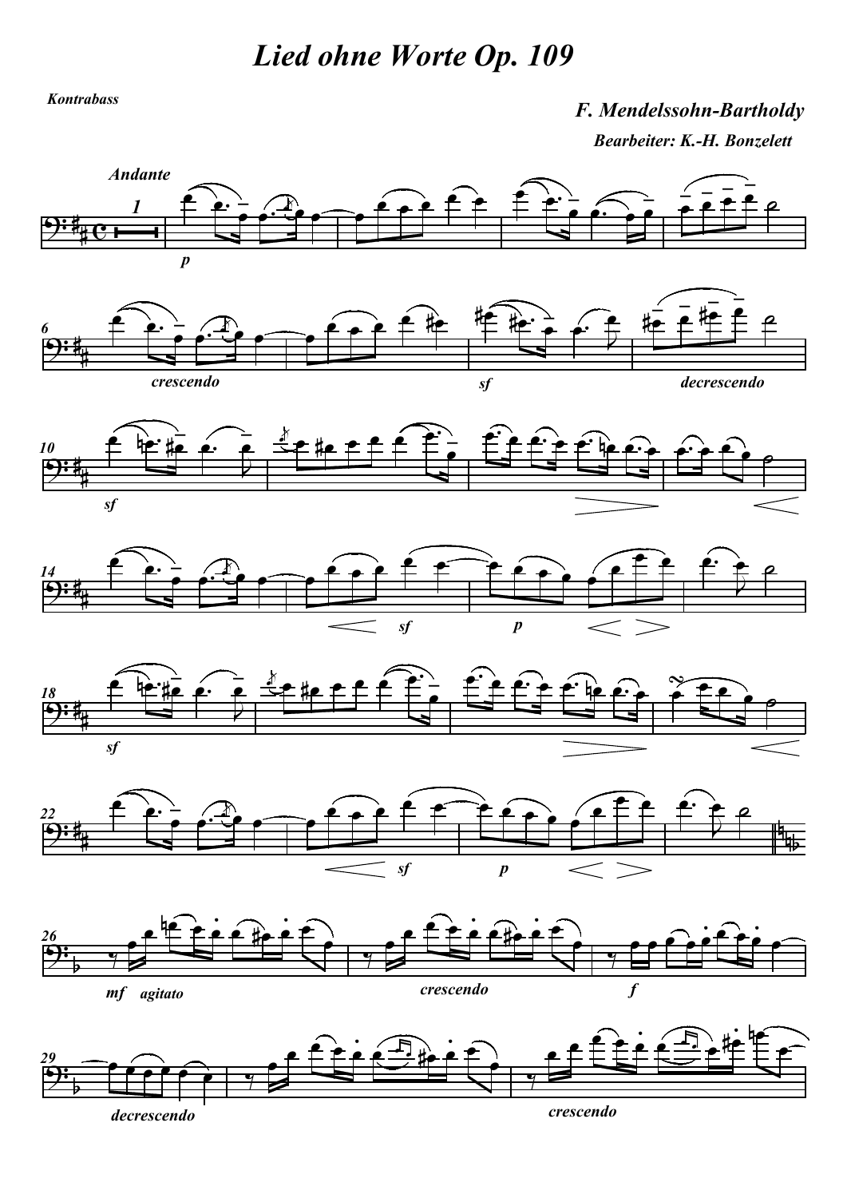# Lied ohne Worte Op. 109

**Kontrabass**

**F. Mendelssohn-Bartholdy**

**Bearbeiter: K.-H. Bonzelett**

*Andante*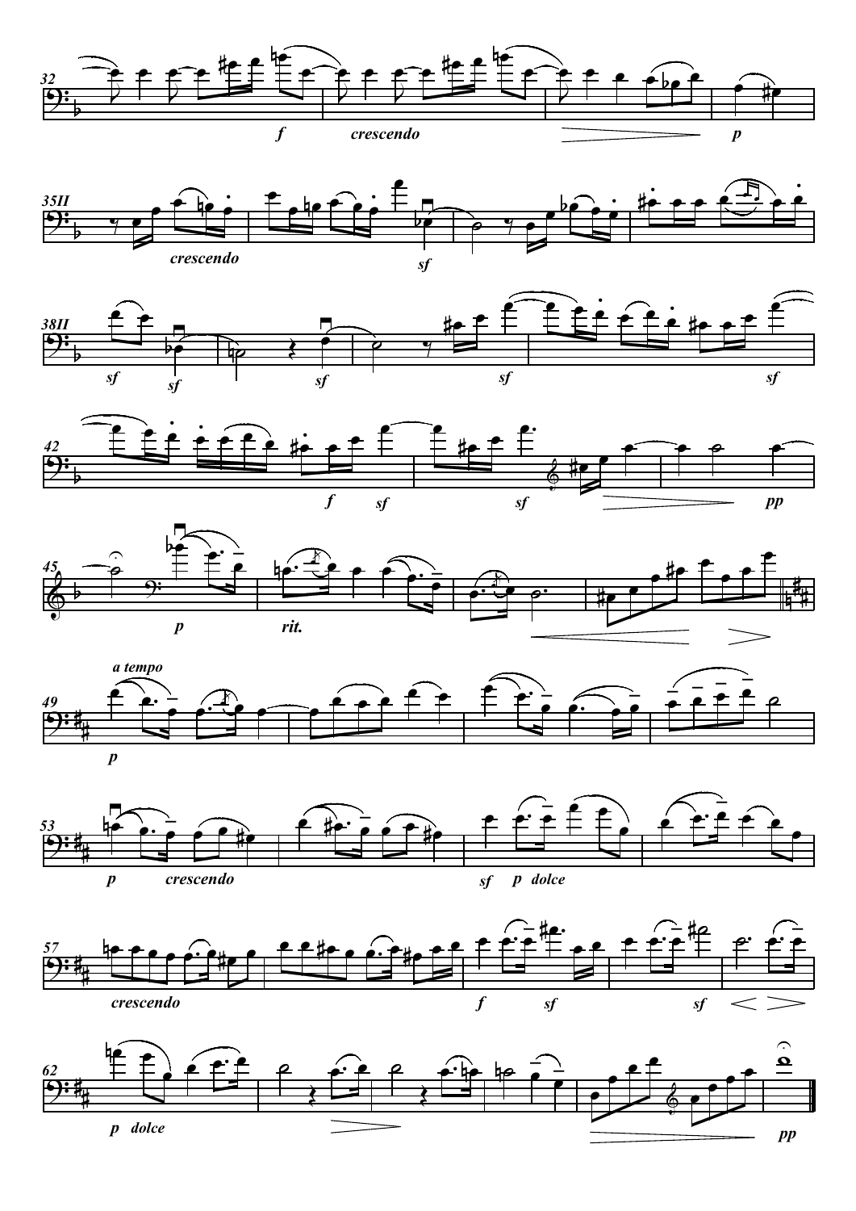32 *f* crescendo *p*

35II crescendo *sf*

38II *sf* *sf* *sf* *sf* *sf*

42 *f* *sf* *sf* *pp*

45 *p* rit.

*a tempo*

49 *p*

53 *p* crescendo *sf* *p* dolce

57 crescendo *f* *sf* *sf*

62 *p* dolce *pp*